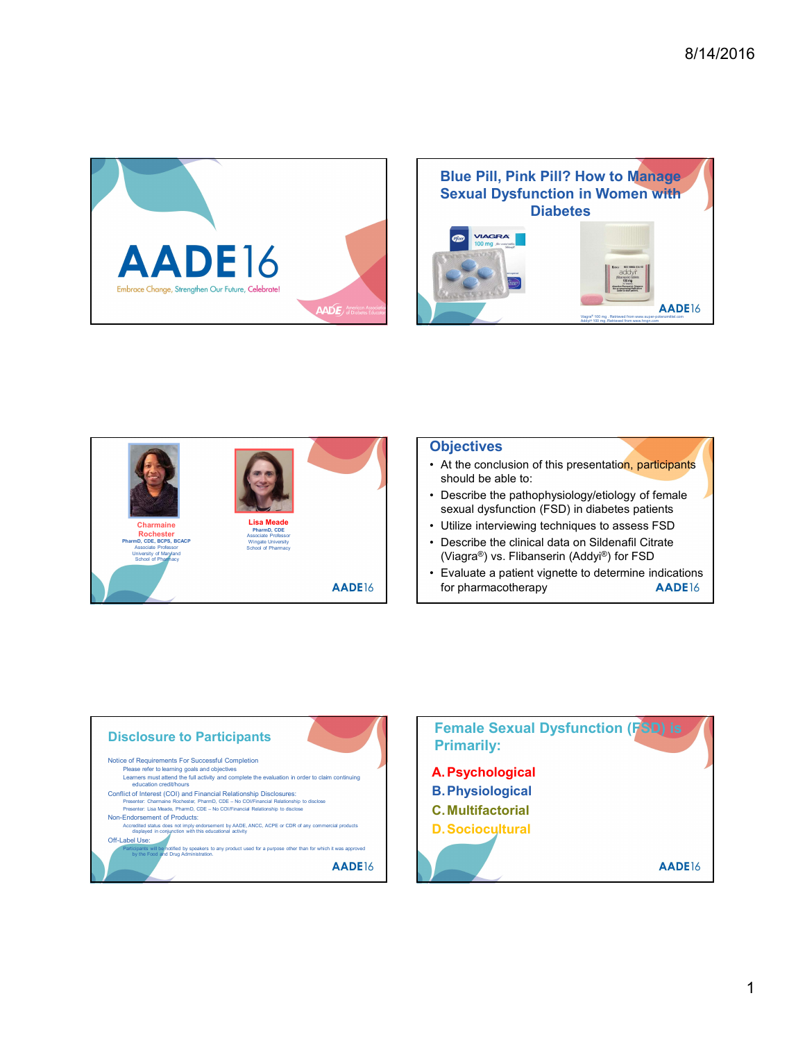# AADE16

Embrace Change, Strengthen Our Future, Celebrate!

American Association of Diabetes Educators

## Blue Pill, Pink Pill? How to Manage Sexual Dysfunction in Women with Diabetes

Viagra® 100 mg . Retrieved from www.super-potensmittel.com
Addyi® 100 mg. Retrieved from www.hngn.com

**Charmaine Rochester**
PharmD, CDE, BCPS, BCACP
Associate Professor
University of Maryland
School of Pharmacy

**Lisa Meade**
PharmD, CDE
Associate Professor
Wingate University
School of Pharmacy

## Objectives

- At the conclusion of this presentation, participants should be able to:
- Describe the pathophysiology/etiology of female sexual dysfunction (FSD) in diabetes patients
- Utilize interviewing techniques to assess FSD
- Describe the clinical data on Sildenafil Citrate (Viagra®) vs. Flibanserin (Addyi®) for FSD
- Evaluate a patient vignette to determine indications for pharmacotherapy

## Disclosure to Participants

Notice of Requirements For Successful Completion
- Please refer to learning goals and objectives
- Learners must attend the full activity and complete the evaluation in order to claim continuing education credit/hours

Conflict of Interest (COI) and Financial Relationship Disclosures:
- Presenter: Charmaine Rochester, PharmD, CDE – No COI/Financial Relationship to disclose
- Presenter: Lisa Meade, PharmD, CDE – No COI/Financial Relationship to disclose

Non-Endorsement of Products:
- Accredited status does not imply endorsement by AADE, ANCC, ACPE or CDR of any commercial products displayed in conjunction with this educational activity

Off-Label Use:
- Participants will be notified by speakers to any product used for a purpose other than for which it was approved by the Food and Drug Administration.

## Female Sexual Dysfunction (FSD) is Primarily:

A. Psychological
B. Physiological
C. Multifactorial
D. Sociocultural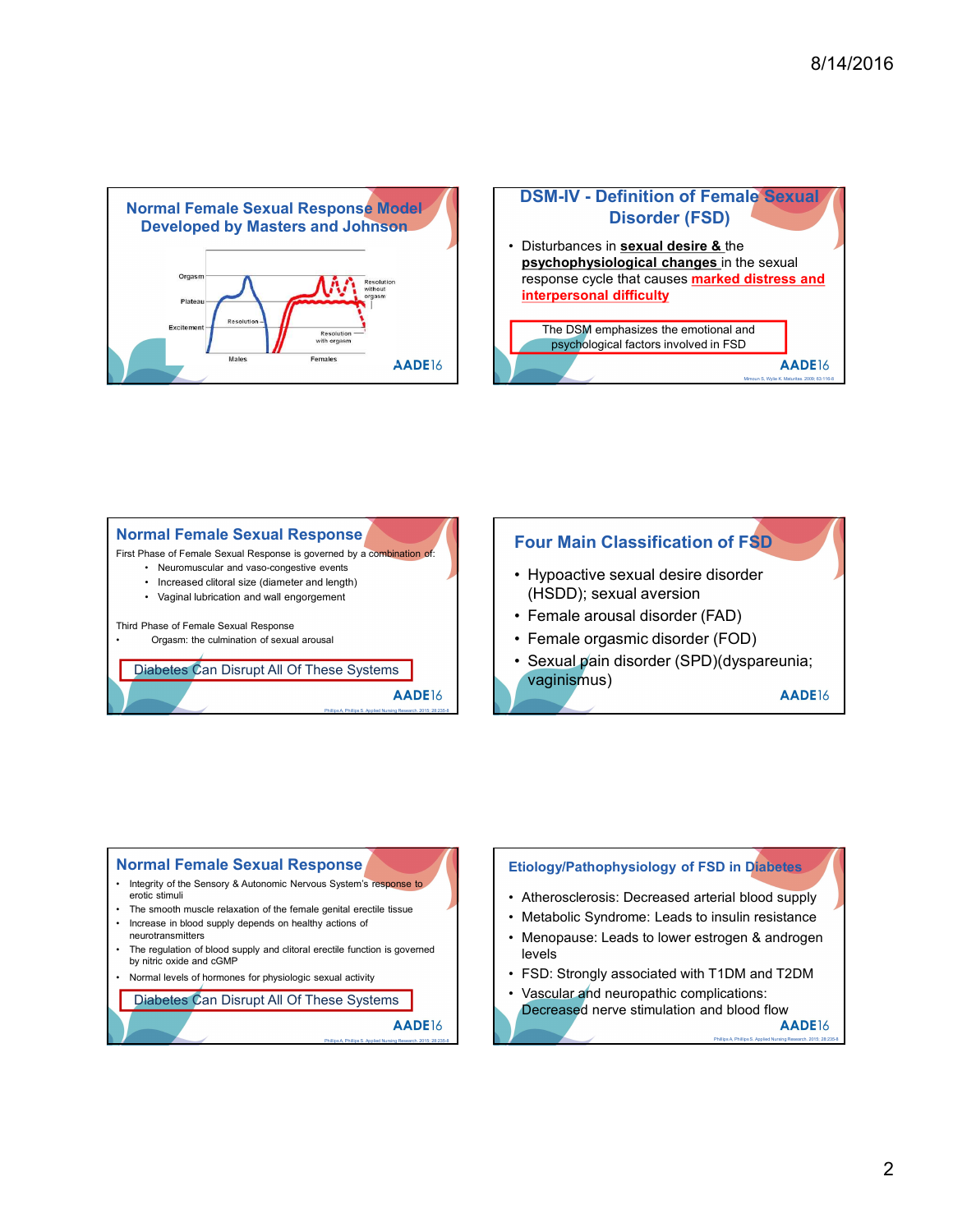## Normal Female Sexual Response Model Developed by Masters and Johnson

Orgasm

Plateau

Excitement

Resolution

Resolution without orgasm

Resolution with orgasm

Males

Females

AADE16

## DSM-IV - Definition of Female Sexual Disorder (FSD)

- Disturbances in **sexual desire &** the **psychophysiological changes** in the sexual response cycle that causes **marked distress and interpersonal difficulty**

The DSM emphasizes the emotional and psychological factors involved in FSD

AADE16

Mimoun S, Wylie K. Maturitas. 2009; 63:116-8

## Normal Female Sexual Response

First Phase of Female Sexual Response is governed by a combination of:

- Neuromuscular and vaso-congestive events
- Increased clitoral size (diameter and length)
- Vaginal lubrication and wall engorgement

Third Phase of Female Sexual Response

- Orgasm: the culmination of sexual arousal

Diabetes Can Disrupt All Of These Systems

AADE16

Phillips A, Phillips S. Applied Nursing Research. 2015; 28:235-8

## Four Main Classification of FSD

- Hypoactive sexual desire disorder (HSDD); sexual aversion
- Female arousal disorder (FAD)
- Female orgasmic disorder (FOD)
- Sexual pain disorder (SPD)(dyspareunia; vaginismus)

AADE16

## Normal Female Sexual Response

- Integrity of the Sensory & Autonomic Nervous System's response to erotic stimuli
- The smooth muscle relaxation of the female genital erectile tissue
- Increase in blood supply depends on healthy actions of neurotransmitters
- The regulation of blood supply and clitoral erectile function is governed by nitric oxide and cGMP
- Normal levels of hormones for physiologic sexual activity

Diabetes Can Disrupt All Of These Systems

AADE16

Phillips A, Phillips S. Applied Nursing Research. 2015; 28:235-8

## Etiology/Pathophysiology of FSD in Diabetes

- Atherosclerosis: Decreased arterial blood supply
- Metabolic Syndrome: Leads to insulin resistance
- Menopause: Leads to lower estrogen & androgen levels
- FSD: Strongly associated with T1DM and T2DM
- Vascular and neuropathic complications: Decreased nerve stimulation and blood flow

AADE16

Phillips A, Phillips S. Applied Nursing Research. 2015; 28:235-8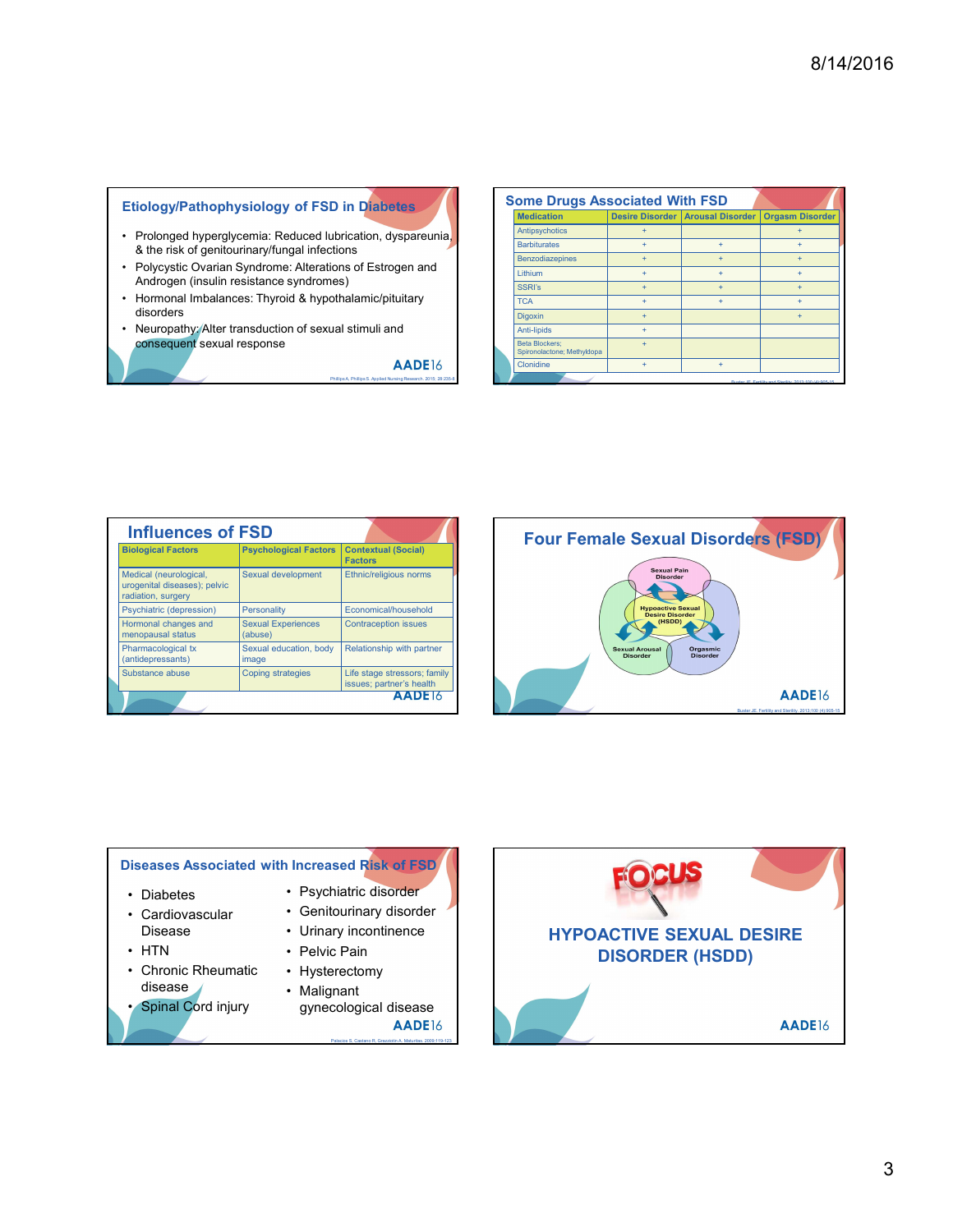## Etiology/Pathophysiology of FSD in Diabetes

- Prolonged hyperglycemia: Reduced lubrication, dyspareunia, & the risk of genitourinary/fungal infections
- Polycystic Ovarian Syndrome: Alterations of Estrogen and Androgen (insulin resistance syndromes)
- Hormonal Imbalances: Thyroid & hypothalamic/pituitary disorders
- Neuropathy: Alter transduction of sexual stimuli and consequent sexual response

AADE16

Phillips A, Phillips S. Applied Nursing Research. 2015. 28:235-8

## Some Drugs Associated With FSD

| Medication | Desire Disorder | Arousal Disorder | Orgasm Disorder |
|---|---|---|---|
| Antipsychotics | + | | + |
| Barbiturates | + | + | + |
| Benzodiazepines | + | + | + |
| Lithium | + | + | + |
| SSRI's | + | + | + |
| TCA | + | + | + |
| Digoxin | + | | + |
| Anti-lipids | + | | |
| Beta Blockers; Spironolactone; Methyldopa | + | | |
| Clonidine | + | + | |

Buster JE. Fertility and Sterility. 2013;100 (4):905-15

## Influences of FSD

| Biological Factors | Psychological Factors | Contextual (Social) Factors |
|---|---|---|
| Medical (neurological, urogenital diseases); pelvic radiation, surgery | Sexual development | Ethnic/religious norms |
| Psychiatric (depression) | Personality | Economical/household |
| Hormonal changes and menopausal status | Sexual Experiences (abuse) | Contraception issues |
| Pharmacological tx (antidepressants) | Sexual education, body image | Relationship with partner |
| Substance abuse | Coping strategies | Life stage stressors; family issues; partner's health |

AADE16

## Four Female Sexual Disorders (FSD)

- Sexual Pain Disorder
- Hypoactive Sexual Desire Disorder (HSDD)
- Sexual Arousal Disorder
- Orgasmic Disorder

AADE16

Buster JE. Fertility and Sterility. 2013;100 (4):905-15

## Diseases Associated with Increased Risk of FSD

- Diabetes
- Cardiovascular Disease
- HTN
- Chronic Rheumatic disease
- Spinal Cord injury
- Psychiatric disorder
- Genitourinary disorder
- Urinary incontinence
- Pelvic Pain
- Hysterectomy
- Malignant gynecological disease

AADE16

Palacios S, Castano R, Grazziotin A. Maturitas. 2009;119-123

## FOCUS

## HYPOACTIVE SEXUAL DESIRE DISORDER (HSDD)

AADE16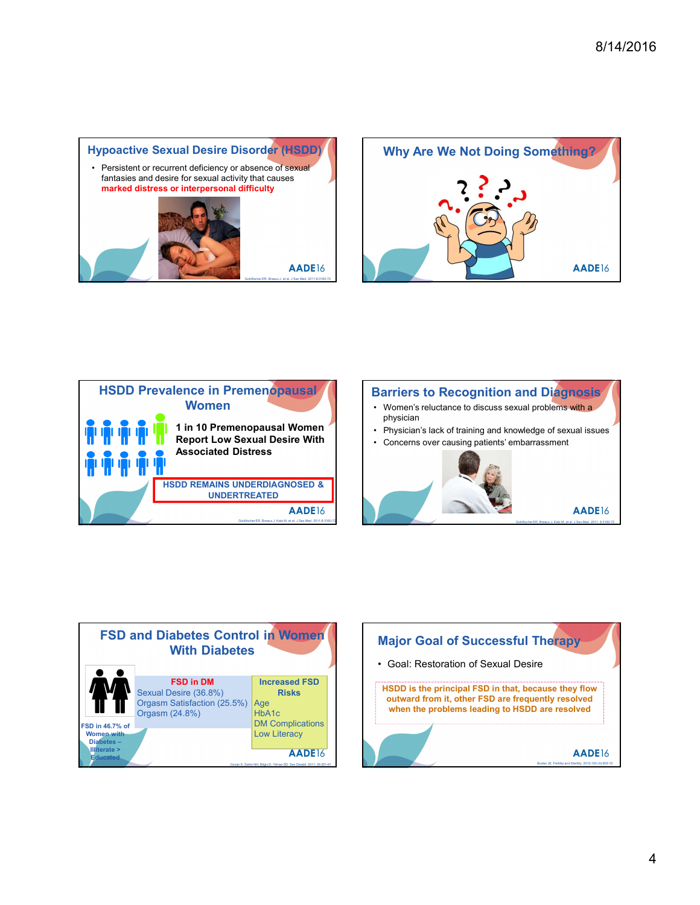## Hypoactive Sexual Desire Disorder (HSDD)

- Persistent or recurrent deficiency or absence of sexual fantasies and desire for sexual activity that causes **marked distress or interpersonal difficulty**

AADE16

Goldfischer ER, Breaux J, et al. J Sex Med. 2011;8:3160-72

## Why Are We Not Doing Something?

AADE16

## HSDD Prevalence in Premenopausal Women

**1 in 10 Premenopausal Women Report Low Sexual Desire With Associated Distress**

**HSDD REMAINS UNDERDIAGNOSED & UNDERTREATED**

AADE16

Goldfischer ER, Breaux J, Katz M, et al. J Sex Med. 2011;8:3160-72

## Barriers to Recognition and Diagnosis

- Women's reluctance to discuss sexual problems with a physician
- Physician's lack of training and knowledge of sexual issues
- Concerns over causing patients' embarrassment

AADE16

Goldfischer ER, Breaux J, Katz M, et al. J Sex Med. 2011; 8:3160-72

## FSD and Diabetes Control in Women With Diabetes

**FSD in 46.7% of Women with Diabetes – Illiterate > Educated**

| FSD in DM | Increased FSD Risks |
|---|---|
| Sexual Desire (36.8%) | Age |
| Orgasm Satisfaction (25.5%) | HbA1c |
| Orgasm (24.8%) | DM Complications |
| | Low Literacy |

AADE16

Ozcan S, Sahin NH, Bilgic D, Yilmaz SD. Sex Disabil. 2011; 29:251-61

## Major Goal of Successful Therapy

- Goal: Restoration of Sexual Desire

**HSDD is the principal FSD in that, because they flow outward from it, other FSD are frequently resolved when the problems leading to HSDD are resolved**

AADE16

Buster JE. Fertility and Sterility. 2013;100 (4):905-15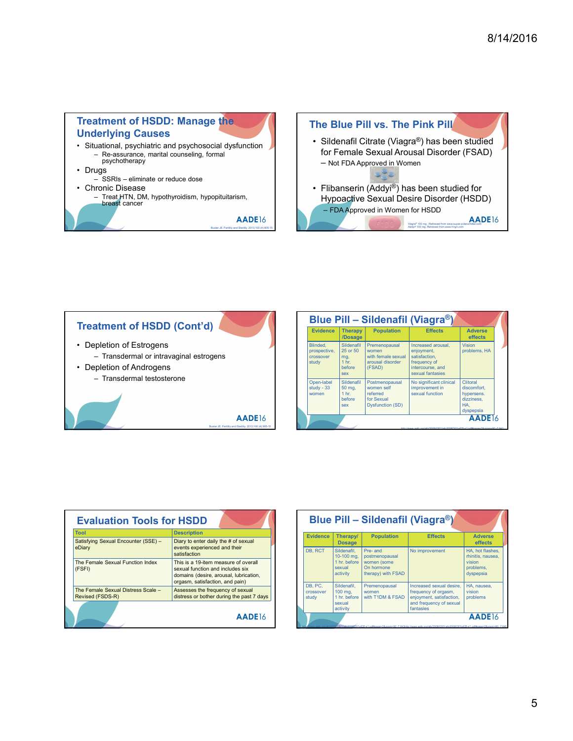## Treatment of HSDD: Manage the Underlying Causes

- Situational, psychiatric and psychosocial dysfunction
  - Re-assurance, marital counseling, formal psychotherapy
- Drugs
  - SSRIs – eliminate or reduce dose
- Chronic Disease
  - Treat HTN, DM, hypothyroidism, hypopituitarism, breast cancer

Buster JE. Fertility and Sterility. 2013;100 (4):905-15

## The Blue Pill vs. The Pink Pill

- Sildenafil Citrate (Viagra®) has been studied for Female Sexual Arousal Disorder (FSAD)
  - Not FDA Approved in Women
- Flibanserin (Addyi®) has been studied for Hypoactive Sexual Desire Disorder (HSDD)
  - FDA Approved in Women for HSDD

Viagra® 100 mg . Retrieved from www.super-potenzmittel.com
Addyi® 100 mg. Retrieved from www.hrtgn.com

## Treatment of HSDD (Cont'd)

- Depletion of Estrogens
  - Transdermal or intravaginal estrogens
- Depletion of Androgens
  - Transdermal testosterone

Buster JE. Fertility and Sterility. 2013;100 (4):905-15

## Blue Pill – Sildenafil (Viagra®)

| Evidence | Therapy /Dosage | Population | Effects | Adverse effects |
|---|---|---|---|---|
| Blinded, prospective, crossover study | Sildenafil 25 or 50 mg, 1 hr. before sex | Premenopausal women with female sexual arousal disorder (FSAD) | Increased arousal, enjoyment, satisfaction, frequency of intercourse, and sexual fantasies | Vision problems, HA |
| Open-label study - 33 women | Sildenafil 50 mg, 1 hr. before sex | Postmenopausal women self referred for Sexual Dysfunction (SD) | No significant clinical improvement in sexual function | Clitoral discomfort, hypersens. dizziness, HA, dyspepsia |

## Evaluation Tools for HSDD

| Tool | Description |
|---|---|
| Satisfying Sexual Encounter (SSE) – eDiary | Diary to enter daily the # of sexual events experienced and their satisfaction |
| The Female Sexual Function Index (FSFI) | This is a 19-item measure of overall sexual function and includes six domains (desire, arousal, lubrication, orgasm, satisfaction, and pain) |
| The Female Sexual Distress Scale – Revised (FSDS-R) | Assesses the frequency of sexual distress or bother during the past 7 days |

## Blue Pill – Sildenafil (Viagra®)

| Evidence | Therapy/ Dosage | Population | Effects | Adverse effects |
|---|---|---|---|---|
| DB, RCT | Sildenafil, 10-100 mg, 1 hr. before sexual activity | Pre- and postmenopausal women (some On hormone therapy) with FSAD | No improvement | HA, hot flashes, rhinitis, nausea, vision problems, dyspepsia |
| DB, PC, crossover study | Sildenafil, 100 mg, 1 hr. before sexual activity | Premenopausal women with T1DM & FSAD | Increased sexual desire, frequency of orgasm, enjoyment, satisfaction, and frequency of sexual fantasies | HA, nausea, vision problems |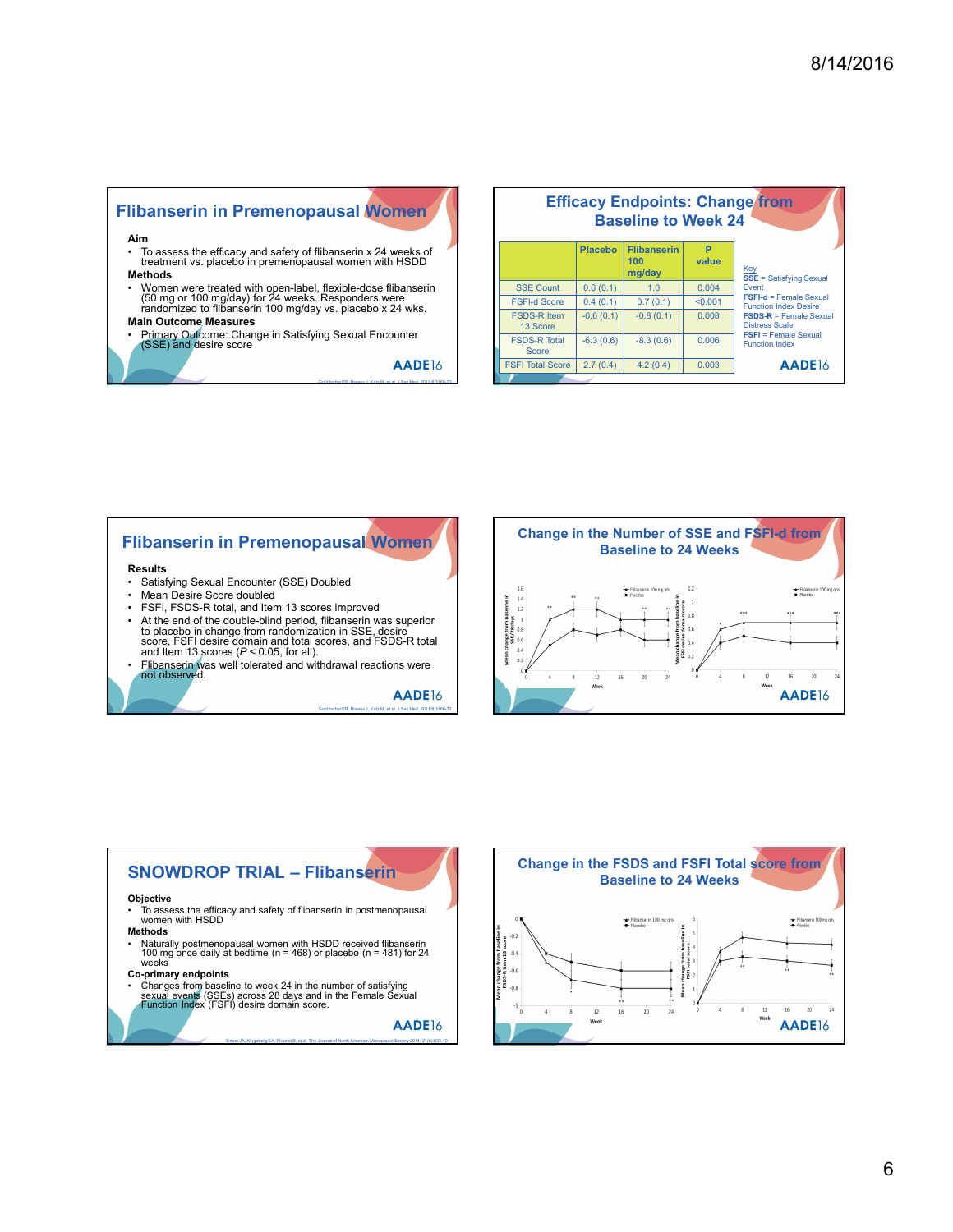## Flibanserin in Premenopausal Women

**Aim**
- To assess the efficacy and safety of flibanserin x 24 weeks of treatment vs. placebo in premenopausal women with HSDD

**Methods**
- Women were treated with open-label, flexible-dose flibanserin (50 mg or 100 mg/day) for 24 weeks. Responders were randomized to flibanserin 100 mg/day vs. placebo x 24 wks.

**Main Outcome Measures**
- Primary Outcome: Change in Satisfying Sexual Encounter (SSE) and desire score

AADE16

Goldfischer ER, Breaux J, Katz M, et al. J Sex Med. 2011;8:3160-72

## Efficacy Endpoints: Change from Baseline to Week 24

| | Placebo | Flibanserin 100 mg/day | P value |
|---|---|---|---|
| SSE Count | 0.6 (0.1) | 1.0 | 0.004 |
| FSFI-d Score | 0.4 (0.1) | 0.7 (0.1) | <0.001 |
| FSDS-R Item 13 Score | -0.6 (0.1) | -0.8 (0.1) | 0.008 |
| FSDS-R Total Score | -6.3 (0.6) | -8.3 (0.6) | 0.006 |
| FSFI Total Score | 2.7 (0.4) | 4.2 (0.4) | 0.003 |

Key
**SSE** = Satisfying Sexual Event
**FSFI-d** = Female Sexual Function Index Desire
**FSDS-R** = Female Sexual Distress Scale
**FSFI** = Female Sexual Function Index

AADE16

## Flibanserin in Premenopausal Women

**Results**
- Satisfying Sexual Encounter (SSE) Doubled
- Mean Desire Score doubled
- FSFI, FSDS-R total, and Item 13 scores improved
- At the end of the double-blind period, flibanserin was superior to placebo in change from randomization in SSE, desire score, FSFI desire domain and total scores, and FSDS-R total and Item 13 scores ($P < 0.05$, for all).
- Flibanserin was well tolerated and withdrawal reactions were not observed.

AADE16

Goldfischer ER, Breaux J, Katz M, et al. J Sex Med. 2011;8:3160-72

## Change in the Number of SSE and FSFI-d from Baseline to 24 Weeks

AADE16

## SNOWDROP TRIAL – Flibanserin

**Objective**
- To assess the efficacy and safety of flibanserin in postmenopausal women with HSDD

**Methods**
- Naturally postmenopausal women with HSDD received flibanserin 100 mg once daily at bedtime (n = 468) or placebo (n = 481) for 24 weeks

**Co-primary endpoints**
- Changes from baseline to week 24 in the number of satisfying sexual events (SSEs) across 28 days and in the Female Sexual Function Index (FSFI) desire domain score.

AADE16

Simon JA, Kingsberg SA, Shumel B, et al. The Journal of North American Menopause Society 2014; 21(6):633-40

## Change in the FSDS and FSFI Total score from Baseline to 24 Weeks

AADE16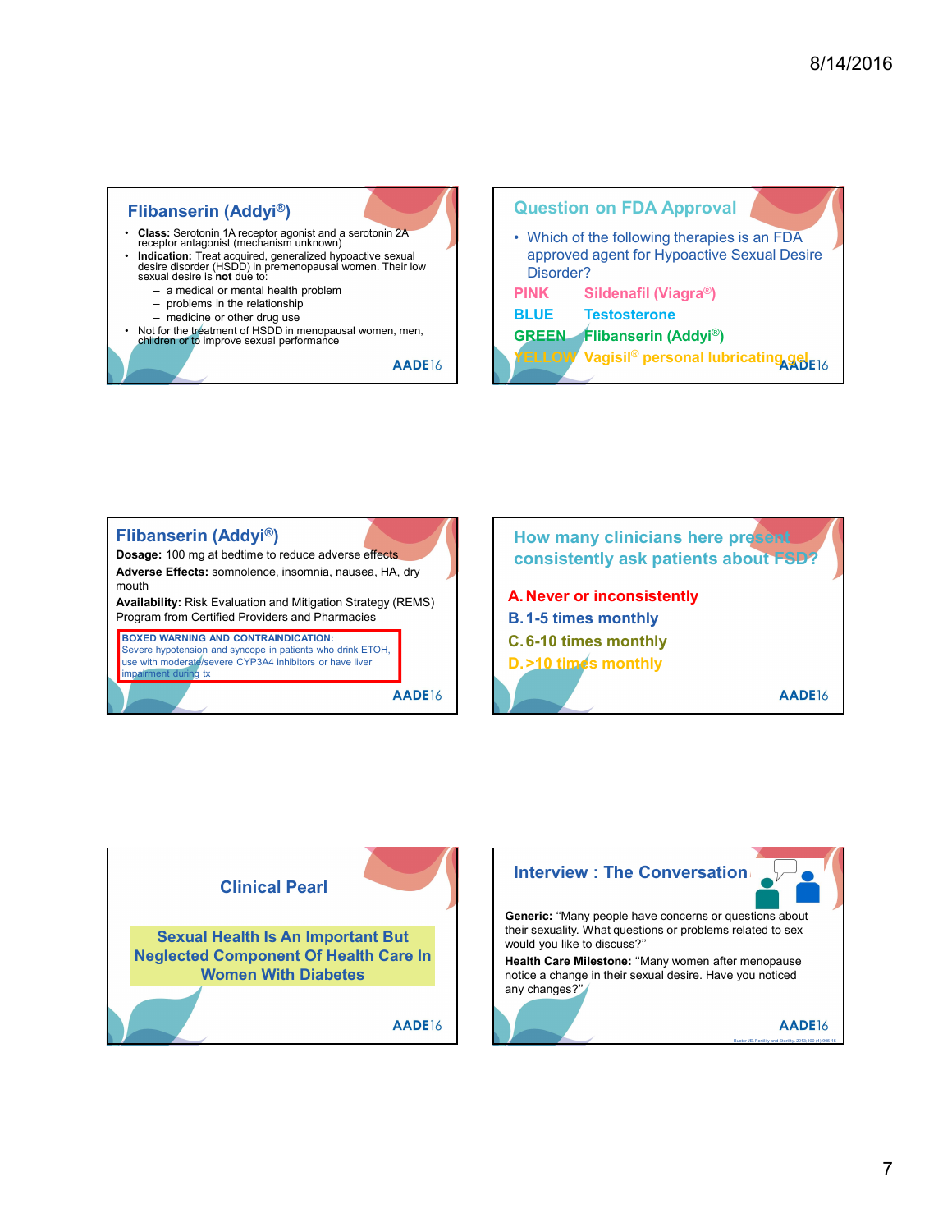## Flibanserin (Addyi®)

- **Class:** Serotonin 1A receptor agonist and a serotonin 2A receptor antagonist (mechanism unknown)
- **Indication:** Treat acquired, generalized hypoactive sexual desire disorder (HSDD) in premenopausal women. Their low sexual desire is **not** due to:
  - a medical or mental health problem
  - problems in the relationship
  - medicine or other drug use
- Not for the treatment of HSDD in menopausal women, men, children or to improve sexual performance

## Question on FDA Approval

- Which of the following therapies is an FDA approved agent for Hypoactive Sexual Desire Disorder?

PINK Sildenafil (Viagra®)

BLUE Testosterone

GREEN Flibanserin (Addyi®)

YELLOW Vagisil® personal lubricating gel

## Flibanserin (Addyi®)

**Dosage:** 100 mg at bedtime to reduce adverse effects

**Adverse Effects:** somnolence, insomnia, nausea, HA, dry mouth

**Availability:** Risk Evaluation and Mitigation Strategy (REMS) Program from Certified Providers and Pharmacies

**BOXED WARNING AND CONTRAINDICATION:**
Severe hypotension and syncope in patients who drink ETOH, use with moderate/severe CYP3A4 inhibitors or have liver impairment during tx

## How many clinicians here present consistently ask patients about FSD?

A. Never or inconsistently

B. 1-5 times monthly

C. 6-10 times monthly

D. >10 times monthly

## Clinical Pearl

**Sexual Health Is An Important But Neglected Component Of Health Care In Women With Diabetes**

## Interview : The Conversation

**Generic:** "Many people have concerns or questions about their sexuality. What questions or problems related to sex would you like to discuss?"

**Health Care Milestone:** "Many women after menopause notice a change in their sexual desire. Have you noticed any changes?"

Buster JE. Fertility and Sterility. 2013;100 (4):905-15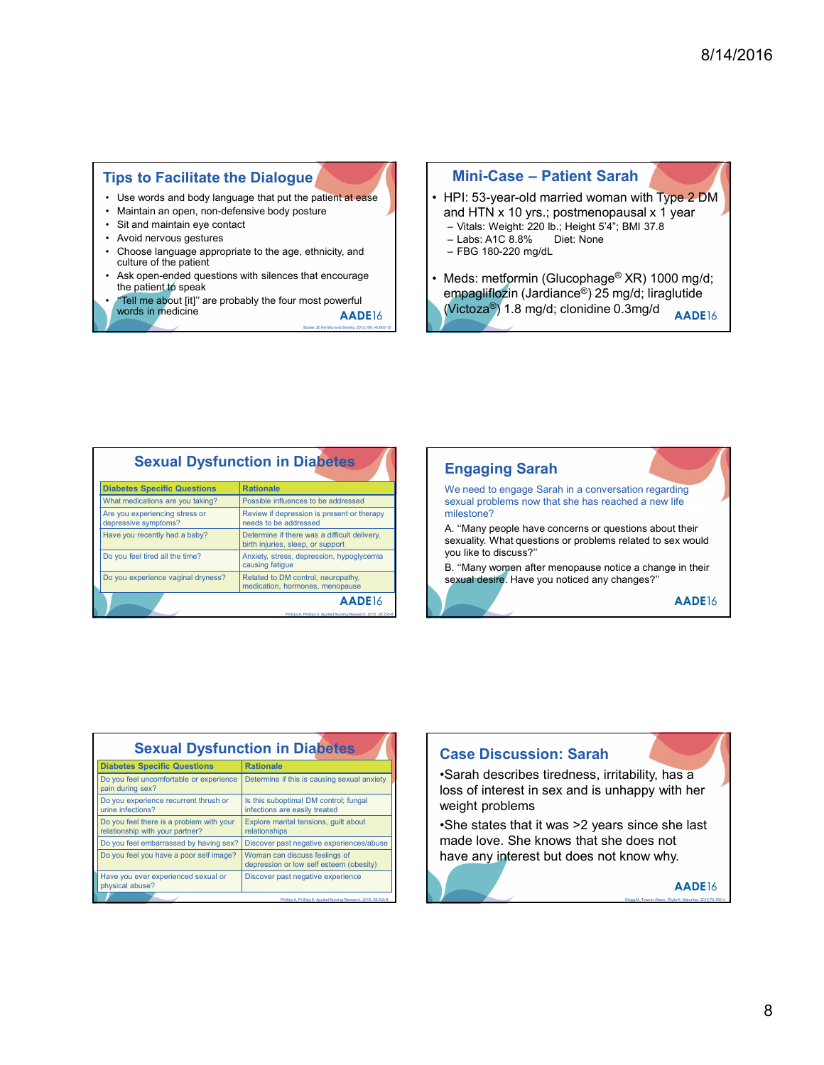## Tips to Facilitate the Dialogue

- Use words and body language that put the patient at ease
- Maintain an open, non-defensive body posture
- Sit and maintain eye contact
- Avoid nervous gestures
- Choose language appropriate to the age, ethnicity, and culture of the patient
- Ask open-ended questions with silences that encourage the patient to speak
- "Tell me about [it]" are probably the four most powerful words in medicine

AADE16

Buster JE Fertility and Sterility. 2013;100 (4):905-15

## Mini-Case – Patient Sarah

- HPI: 53-year-old married woman with Type 2 DM and HTN x 10 yrs.; postmenopausal x 1 year
  - Vitals: Weight: 220 lb.; Height 5'4"; BMI 37.8
  - Labs: A1C 8.8%   Diet: None
  - FBG 180-220 mg/dL
- Meds: metformin (Glucophage® XR) 1000 mg/d; empagliflozin (Jardiance®) 25 mg/d; liraglutide (Victoza®) 1.8 mg/d; clonidine 0.3mg/d

AADE16

## Sexual Dysfunction in Diabetes

| Diabetes Specific Questions | Rationale |
| --- | --- |
| What medications are you taking? | Possible influences to be addressed |
| Are you experiencing stress or depressive symptoms? | Review if depression is present or therapy needs to be addressed |
| Have you recently had a baby? | Determine if there was a difficult delivery, birth injuries, sleep, or support |
| Do you feel tired all the time? | Anxiety, stress, depression, hypoglycemia causing fatigue |
| Do you experience vaginal dryness? | Related to DM control, neuropathy, medication, hormones, menopause |

AADE16

Phillips A, Phillips S. Applied Nursing Research. 2015; 28:235-8

## Engaging Sarah

We need to engage Sarah in a conversation regarding sexual problems now that she has reached a new life milestone?

A. "Many people have concerns or questions about their sexuality. What questions or problems related to sex would you like to discuss?"

B. "Many women after menopause notice a change in their sexual desire. Have you noticed any changes?"

AADE16

## Sexual Dysfunction in Diabetes

| Diabetes Specific Questions | Rationale |
| --- | --- |
| Do you feel uncomfortable or experience pain during sex? | Determine if this is causing sexual anxiety |
| Do you experience recurrent thrush or urine infections? | Is this suboptimal DM control; fungal infections are easily treated |
| Do you feel there is a problem with your relationship with your partner? | Explore marital tensions, guilt about relationships |
| Do you feel embarrassed by having sex? | Discover past negative experiences/abuse |
| Do you feel you have a poor self image? | Woman can discuss feelings of depression or low self esteem (obesity) |
| Have you ever experienced sexual or physical abuse? | Discover past negative experience |

Phillips A, Phillips S. Applied Nursing Research. 2015; 28:235-8

## Case Discussion: Sarah

- Sarah describes tiredness, irritability, has a loss of interest in sex and is unhappy with her weight problems
- She states that it was >2 years since she last made love. She knows that she does not have any interest but does not know why.

AADE16

Clegg M, Towner Alison, Wylie K. Maturitas. 2012;72:160-4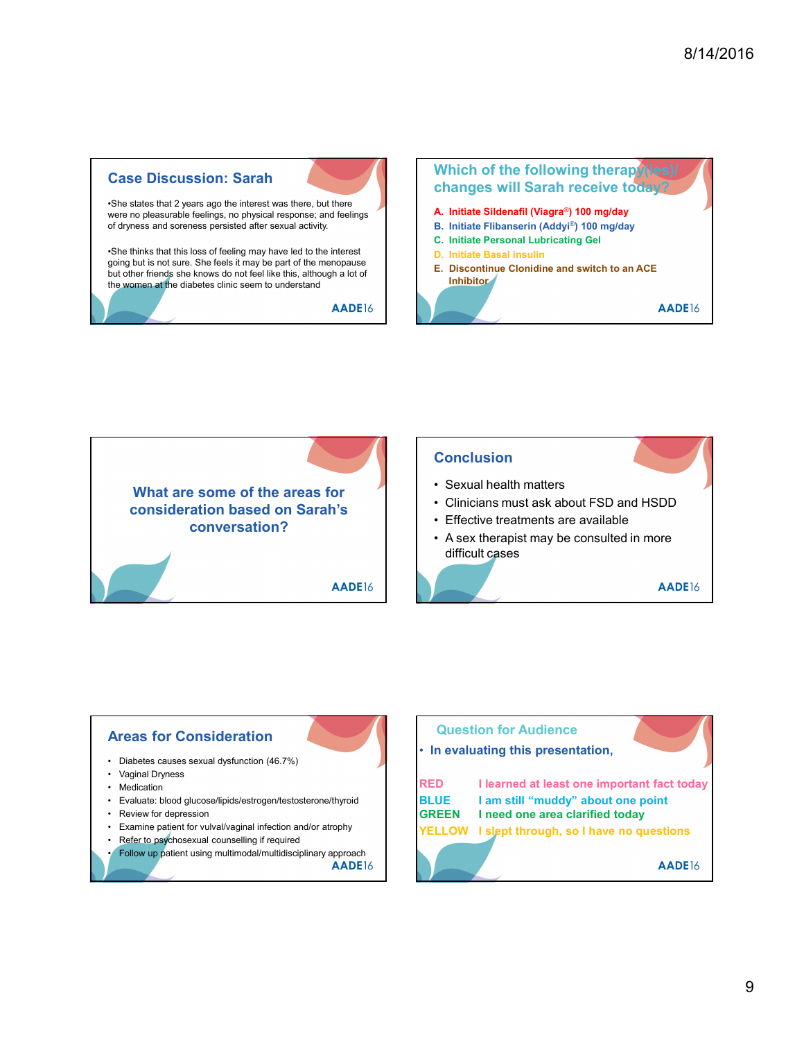## Case Discussion: Sarah

•She states that 2 years ago the interest was there, but there were no pleasurable feelings, no physical response; and feelings of dryness and soreness persisted after sexual activity.

•She thinks that this loss of feeling may have led to the interest going but is not sure. She feels it may be part of the menopause but other friends she knows do not feel like this, although a lot of the women at the diabetes clinic seem to understand

## Which of the following therapy(ies)/ changes will Sarah receive today?

A. **Initiate Sildenafil (Viagra®) 100 mg/day**
B. **Initiate Flibanserin (Addyi®) 100 mg/day**
C. **Initiate Personal Lubricating Gel**
D. **Initiate Basal insulin**
E. **Discontinue Clonidine and switch to an ACE Inhibitor**

## What are some of the areas for consideration based on Sarah's conversation?

## Conclusion

- Sexual health matters
- Clinicians must ask about FSD and HSDD
- Effective treatments are available
- A sex therapist may be consulted in more difficult cases

## Areas for Consideration

- Diabetes causes sexual dysfunction (46.7%)
- Vaginal Dryness
- Medication
- Evaluate: blood glucose/lipids/estrogen/testosterone/thyroid
- Review for depression
- Examine patient for vulval/vaginal infection and/or atrophy
- Refer to psychosexual counselling if required
- Follow up patient using multimodal/multidisciplinary approach

## Question for Audience

- **In evaluating this presentation,**

| | |
|---|---|
| **RED** | **I learned at least one important fact today** |
| **BLUE** | **I am still "muddy" about one point** |
| **GREEN** | **I need one area clarified today** |
| **YELLOW** | **I slept through, so I have no questions** |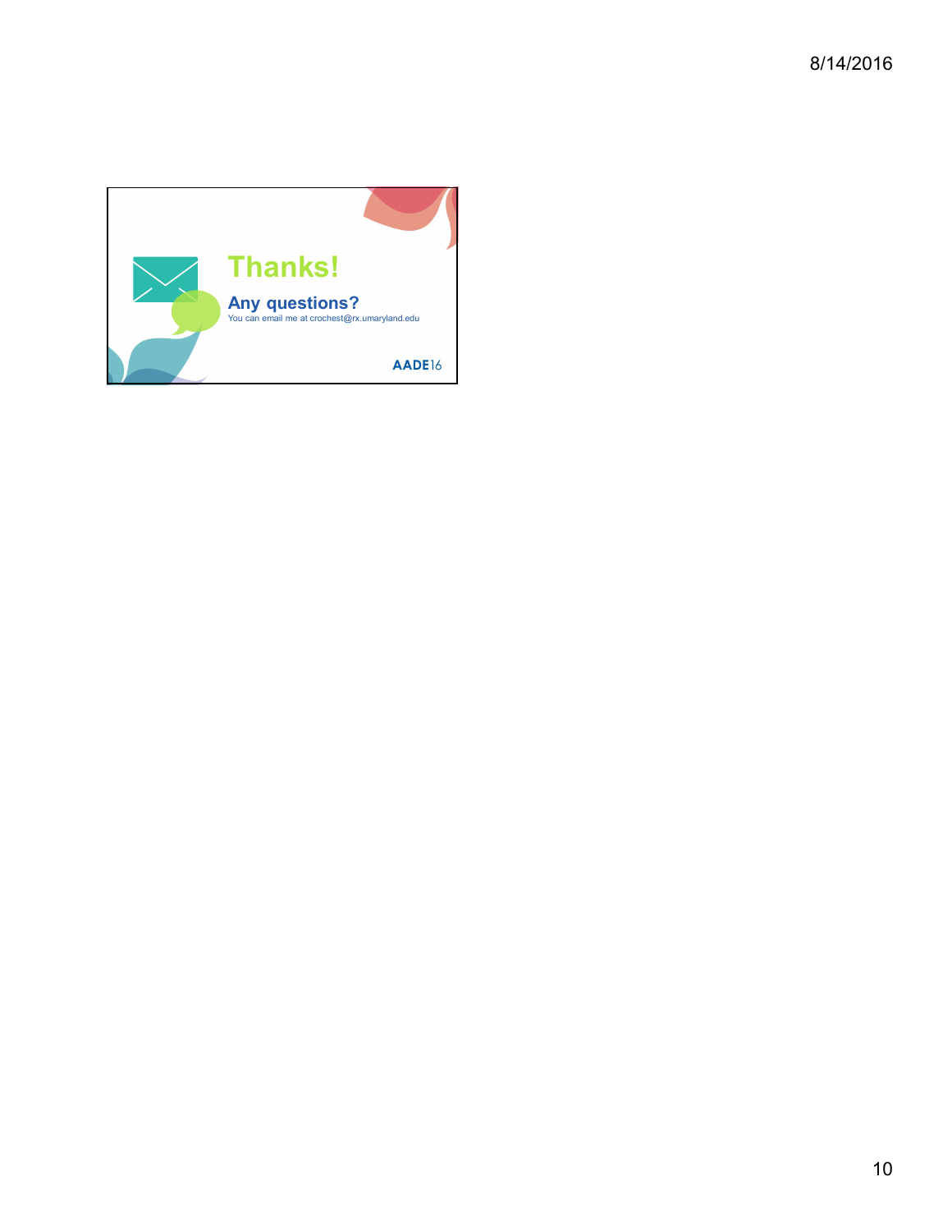# Thanks!

## Any questions?

You can email me at crochest@rx.umaryland.edu

AADE16